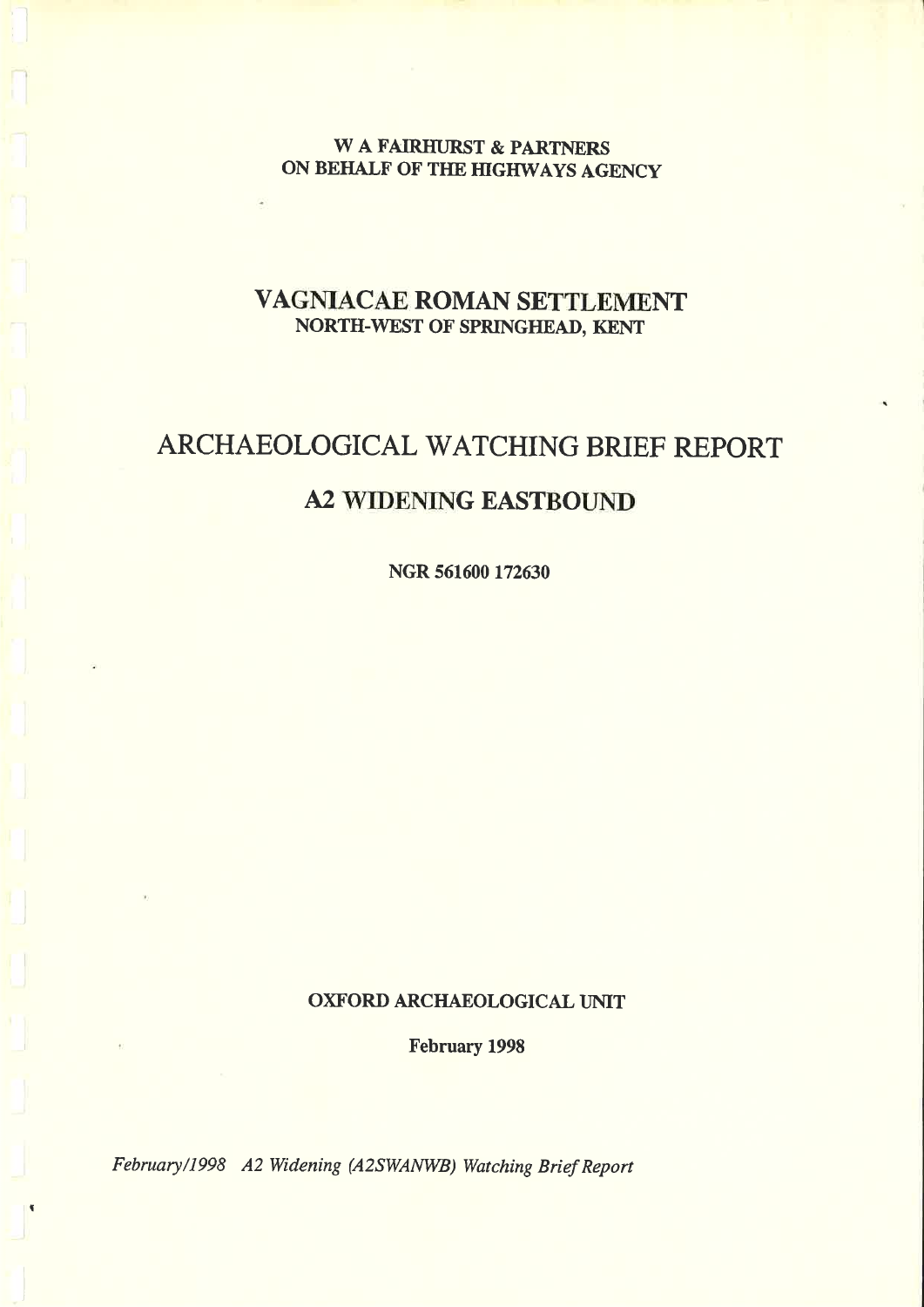**W A FAIRHURST & PARTNERS**
**ON BEHALF OF THE HIGHWAYS AGENCY**

# VAGNIACAE ROMAN SETTLEMENT

**NORTH-WEST OF SPRINGHEAD, KENT**

# ARCHAEOLOGICAL WATCHING BRIEF REPORT

## A2 WIDENING EASTBOUND

**NGR 561600 172630**

**OXFORD ARCHAEOLOGICAL UNIT**

**February 1998**

*February/1998 A2 Widening (A2SWANWB) Watching Brief Report*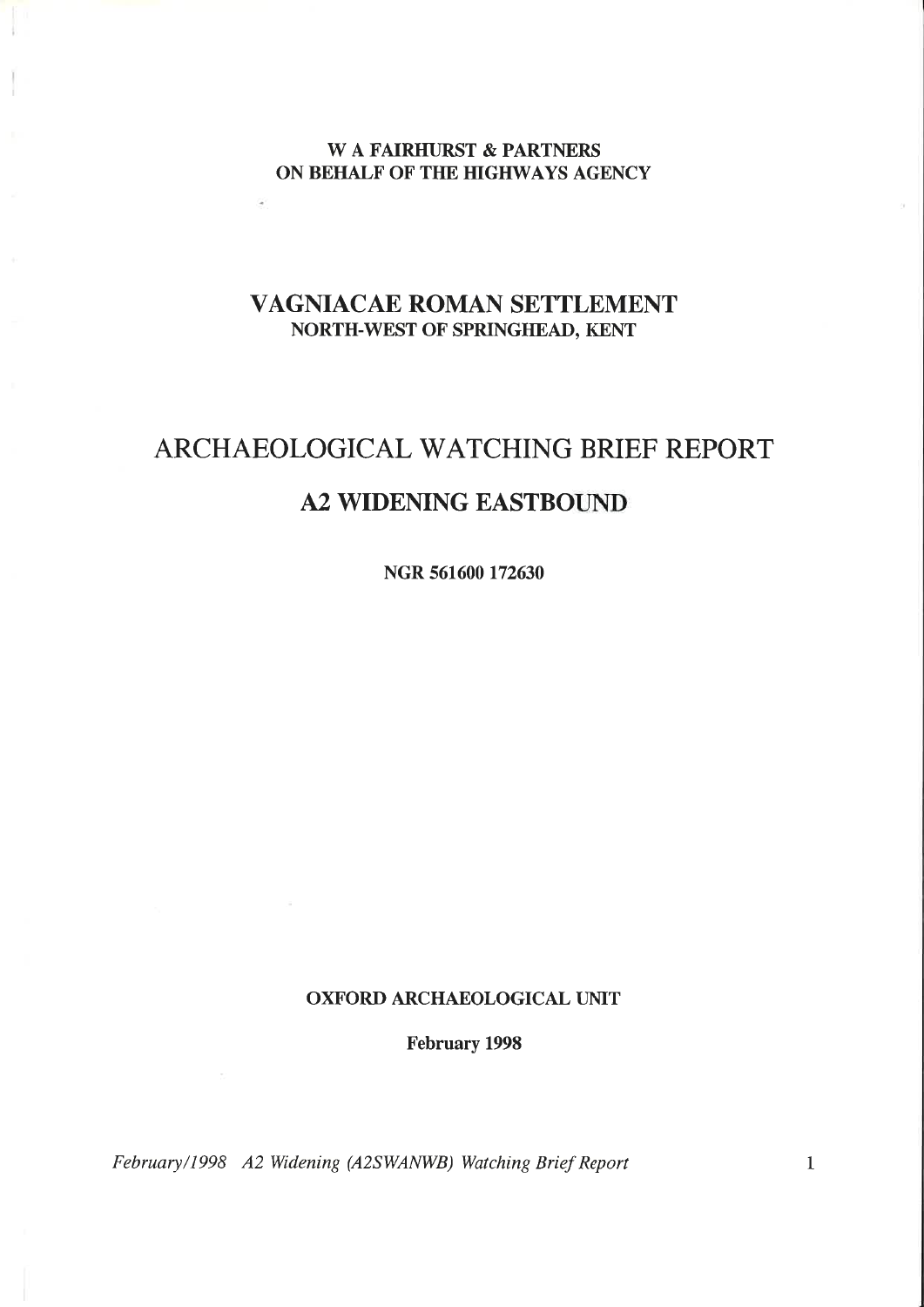**W A FAIRHURST & PARTNERS**
**ON BEHALF OF THE HIGHWAYS AGENCY**

# VAGNIACAE ROMAN SETTLEMENT

**NORTH-WEST OF SPRINGHEAD, KENT**

# ARCHAEOLOGICAL WATCHING BRIEF REPORT

## A2 WIDENING EASTBOUND

**NGR 561600 172630**

**OXFORD ARCHAEOLOGICAL UNIT**

**February 1998**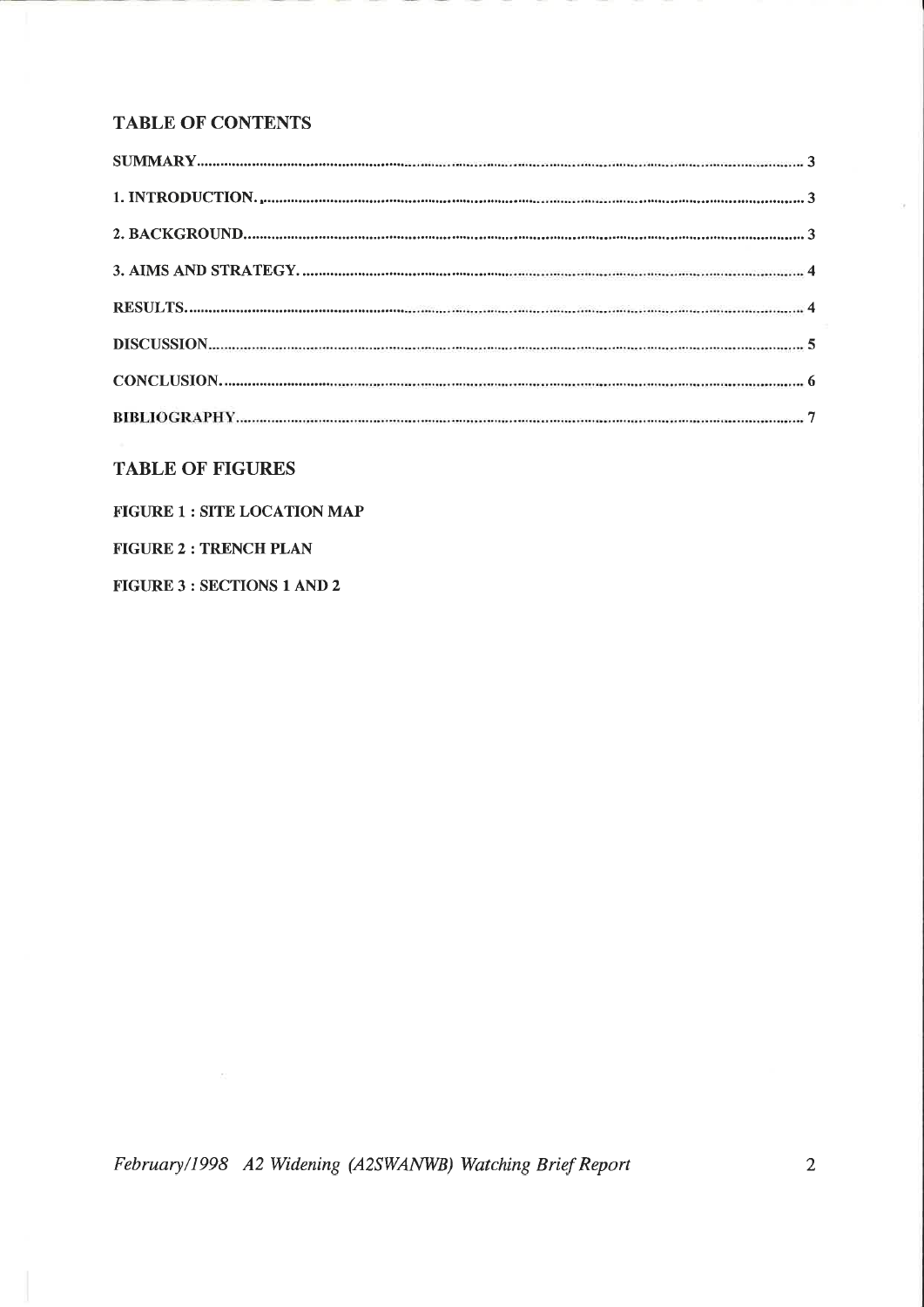## TABLE OF CONTENTS

SUMMARY .......... 3

1. INTRODUCTION. .......... 3

2. BACKGROUND .......... 3

3. AIMS AND STRATEGY. .......... 4

RESULTS. .......... 4

DISCUSSION .......... 5

CONCLUSION. .......... 6

BIBLIOGRAPHY .......... 7

## TABLE OF FIGURES

FIGURE 1 : SITE LOCATION MAP

FIGURE 2 : TRENCH PLAN

FIGURE 3 : SECTIONS 1 AND 2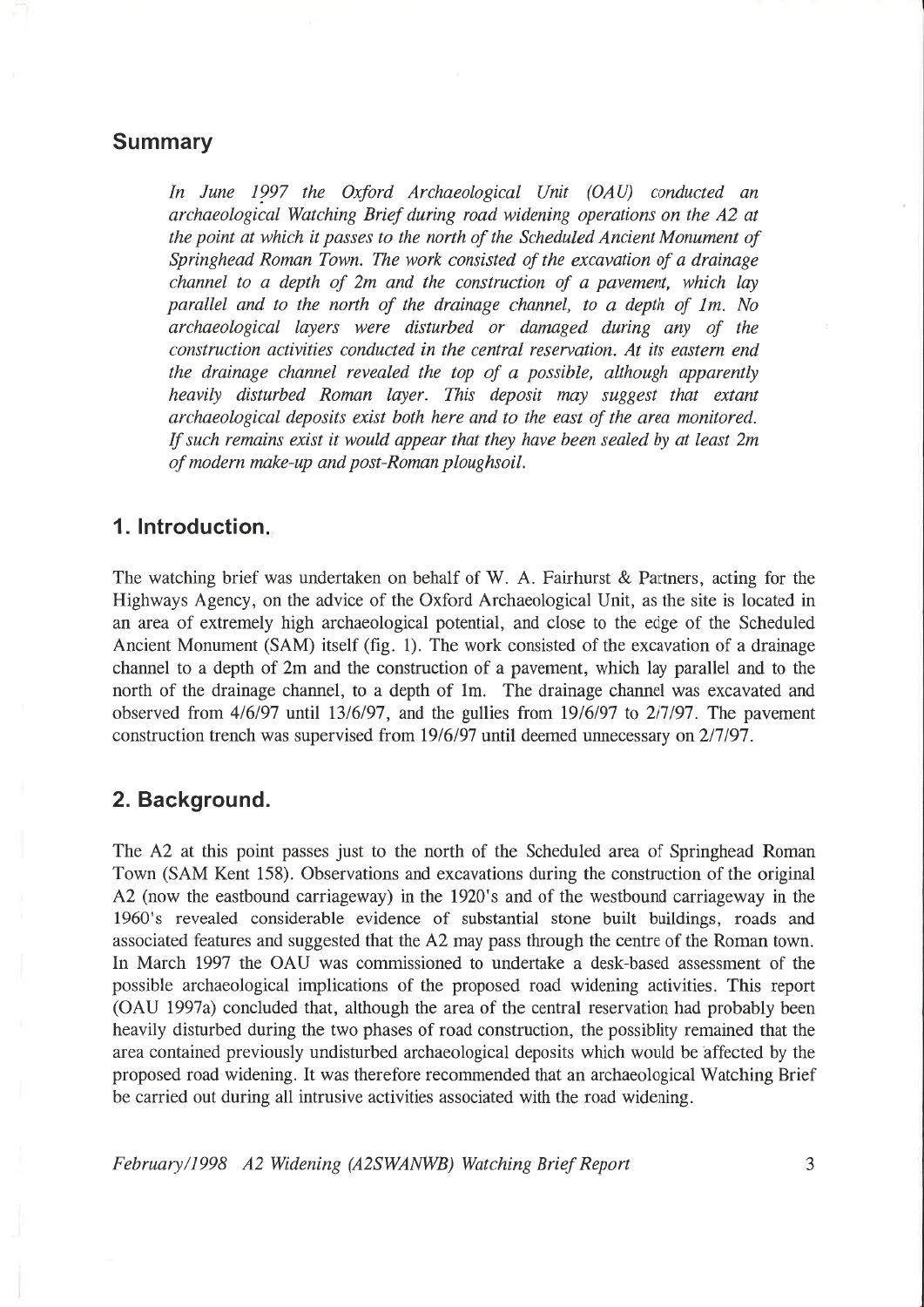## Summary

*In June 1997 the Oxford Archaeological Unit (OAU) conducted an archaeological Watching Brief during road widening operations on the A2 at the point at which it passes to the north of the Scheduled Ancient Monument of Springhead Roman Town. The work consisted of the excavation of a drainage channel to a depth of 2m and the construction of a pavement, which lay parallel and to the north of the drainage channel, to a depth of 1m. No archaeological layers were disturbed or damaged during any of the construction activities conducted in the central reservation. At its eastern end the drainage channel revealed the top of a possible, although apparently heavily disturbed Roman layer. This deposit may suggest that extant archaeological deposits exist both here and to the east of the area monitored. If such remains exist it would appear that they have been sealed by at least 2m of modern make-up and post-Roman ploughsoil.*

## 1. Introduction.

The watching brief was undertaken on behalf of W. A. Fairhurst & Partners, acting for the Highways Agency, on the advice of the Oxford Archaeological Unit, as the site is located in an area of extremely high archaeological potential, and close to the edge of the Scheduled Ancient Monument (SAM) itself (fig. 1). The work consisted of the excavation of a drainage channel to a depth of 2m and the construction of a pavement, which lay parallel and to the north of the drainage channel, to a depth of 1m. The drainage channel was excavated and observed from 4/6/97 until 13/6/97, and the gullies from 19/6/97 to 2/7/97. The pavement construction trench was supervised from 19/6/97 until deemed unnecessary on 2/7/97.

## 2. Background.

The A2 at this point passes just to the north of the Scheduled area of Springhead Roman Town (SAM Kent 158). Observations and excavations during the construction of the original A2 (now the eastbound carriageway) in the 1920's and of the westbound carriageway in the 1960's revealed considerable evidence of substantial stone built buildings, roads and associated features and suggested that the A2 may pass through the centre of the Roman town. In March 1997 the OAU was commissioned to undertake a desk-based assessment of the possible archaeological implications of the proposed road widening activities. This report (OAU 1997a) concluded that, although the area of the central reservation had probably been heavily disturbed during the two phases of road construction, the possiblity remained that the area contained previously undisturbed archaeological deposits which would be affected by the proposed road widening. It was therefore recommended that an archaeological Watching Brief be carried out during all intrusive activities associated with the road widening.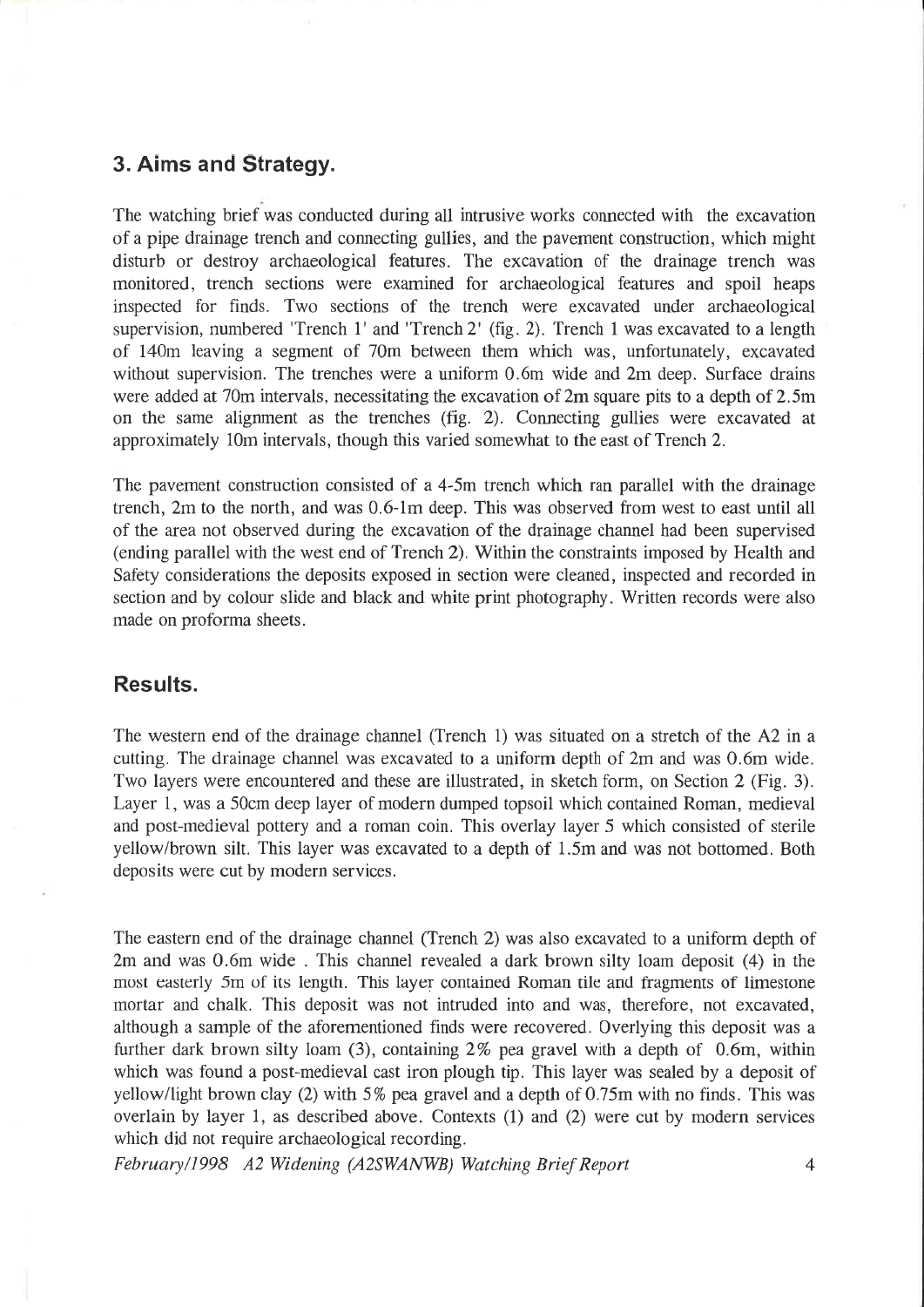## 3. Aims and Strategy.

The watching brief was conducted during all intrusive works connected with the excavation of a pipe drainage trench and connecting gullies, and the pavement construction, which might disturb or destroy archaeological features. The excavation of the drainage trench was monitored, trench sections were examined for archaeological features and spoil heaps inspected for finds. Two sections of the trench were excavated under archaeological supervision, numbered 'Trench 1' and 'Trench 2' (fig. 2). Trench 1 was excavated to a length of 140m leaving a segment of 70m between them which was, unfortunately, excavated without supervision. The trenches were a uniform 0.6m wide and 2m deep. Surface drains were added at 70m intervals, necessitating the excavation of 2m square pits to a depth of 2.5m on the same alignment as the trenches (fig. 2). Connecting gullies were excavated at approximately 10m intervals, though this varied somewhat to the east of Trench 2.

The pavement construction consisted of a 4-5m trench which ran parallel with the drainage trench, 2m to the north, and was 0.6-1m deep. This was observed from west to east until all of the area not observed during the excavation of the drainage channel had been supervised (ending parallel with the west end of Trench 2). Within the constraints imposed by Health and Safety considerations the deposits exposed in section were cleaned, inspected and recorded in section and by colour slide and black and white print photography. Written records were also made on proforma sheets.

## Results.

The western end of the drainage channel (Trench 1) was situated on a stretch of the A2 in a cutting. The drainage channel was excavated to a uniform depth of 2m and was 0.6m wide. Two layers were encountered and these are illustrated, in sketch form, on Section 2 (Fig. 3). Layer 1, was a 50cm deep layer of modern dumped topsoil which contained Roman, medieval and post-medieval pottery and a roman coin. This overlay layer 5 which consisted of sterile yellow/brown silt. This layer was excavated to a depth of 1.5m and was not bottomed. Both deposits were cut by modern services.

The eastern end of the drainage channel (Trench 2) was also excavated to a uniform depth of 2m and was 0.6m wide . This channel revealed a dark brown silty loam deposit (4) in the most easterly 5m of its length. This layer contained Roman tile and fragments of limestone mortar and chalk. This deposit was not intruded into and was, therefore, not excavated, although a sample of the aforementioned finds were recovered. Overlying this deposit was a further dark brown silty loam (3), containing 2% pea gravel with a depth of 0.6m, within which was found a post-medieval cast iron plough tip. This layer was sealed by a deposit of yellow/light brown clay (2) with 5% pea gravel and a depth of 0.75m with no finds. This was overlain by layer 1, as described above. Contexts (1) and (2) were cut by modern services which did not require archaeological recording.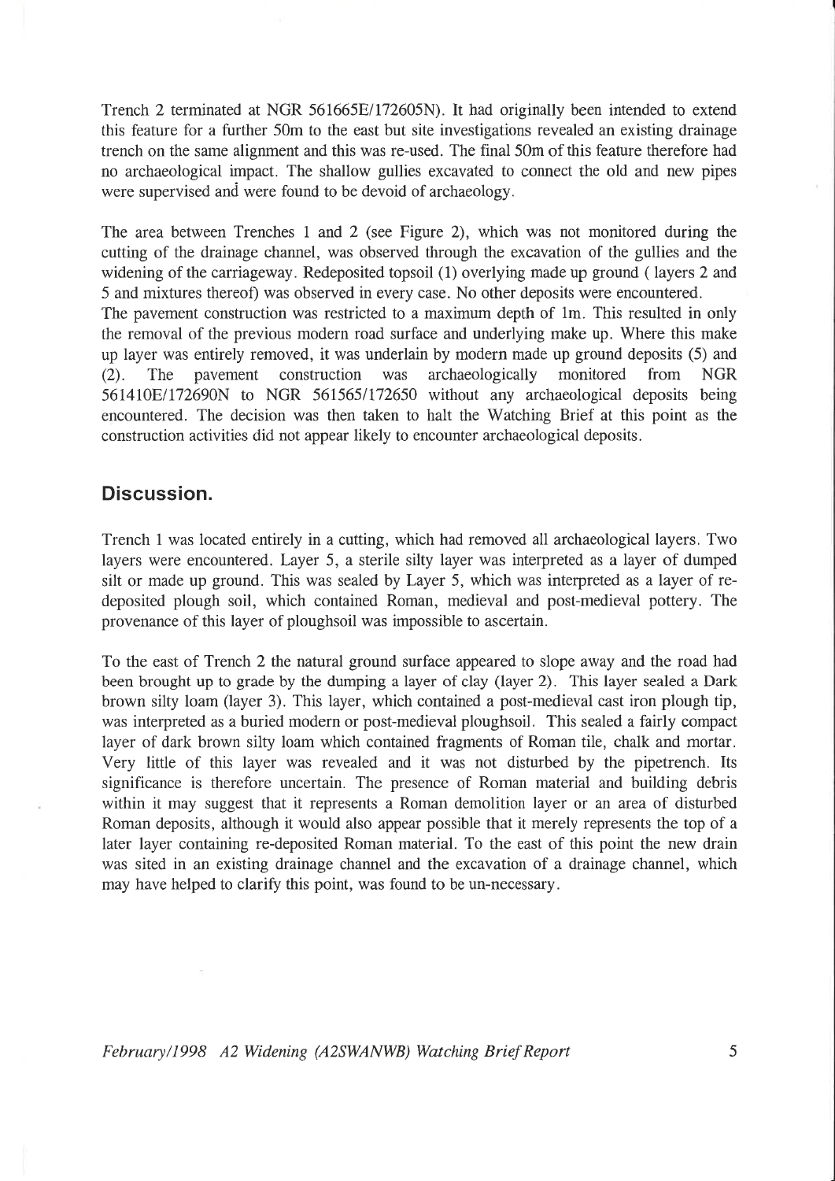Trench 2 terminated at NGR 561665E/172605N). It had originally been intended to extend this feature for a further 50m to the east but site investigations revealed an existing drainage trench on the same alignment and this was re-used. The final 50m of this feature therefore had no archaeological impact. The shallow gullies excavated to connect the old and new pipes were supervised and were found to be devoid of archaeology.

The area between Trenches 1 and 2 (see Figure 2), which was not monitored during the cutting of the drainage channel, was observed through the excavation of the gullies and the widening of the carriageway. Redeposited topsoil (1) overlying made up ground ( layers 2 and 5 and mixtures thereof) was observed in every case. No other deposits were encountered.
The pavement construction was restricted to a maximum depth of 1m. This resulted in only the removal of the previous modern road surface and underlying make up. Where this make up layer was entirely removed, it was underlain by modern made up ground deposits (5) and (2). The pavement construction was archaeologically monitored from NGR 561410E/172690N to NGR 561565/172650 without any archaeological deposits being encountered. The decision was then taken to halt the Watching Brief at this point as the construction activities did not appear likely to encounter archaeological deposits.

## Discussion.

Trench 1 was located entirely in a cutting, which had removed all archaeological layers. Two layers were encountered. Layer 5, a sterile silty layer was interpreted as a layer of dumped silt or made up ground. This was sealed by Layer 5, which was interpreted as a layer of re-deposited plough soil, which contained Roman, medieval and post-medieval pottery. The provenance of this layer of ploughsoil was impossible to ascertain.

To the east of Trench 2 the natural ground surface appeared to slope away and the road had been brought up to grade by the dumping a layer of clay (layer 2). This layer sealed a Dark brown silty loam (layer 3). This layer, which contained a post-medieval cast iron plough tip, was interpreted as a buried modern or post-medieval ploughsoil. This sealed a fairly compact layer of dark brown silty loam which contained fragments of Roman tile, chalk and mortar. Very little of this layer was revealed and it was not disturbed by the pipetrench. Its significance is therefore uncertain. The presence of Roman material and building debris within it may suggest that it represents a Roman demolition layer or an area of disturbed Roman deposits, although it would also appear possible that it merely represents the top of a later layer containing re-deposited Roman material. To the east of this point the new drain was sited in an existing drainage channel and the excavation of a drainage channel, which may have helped to clarify this point, was found to be un-necessary.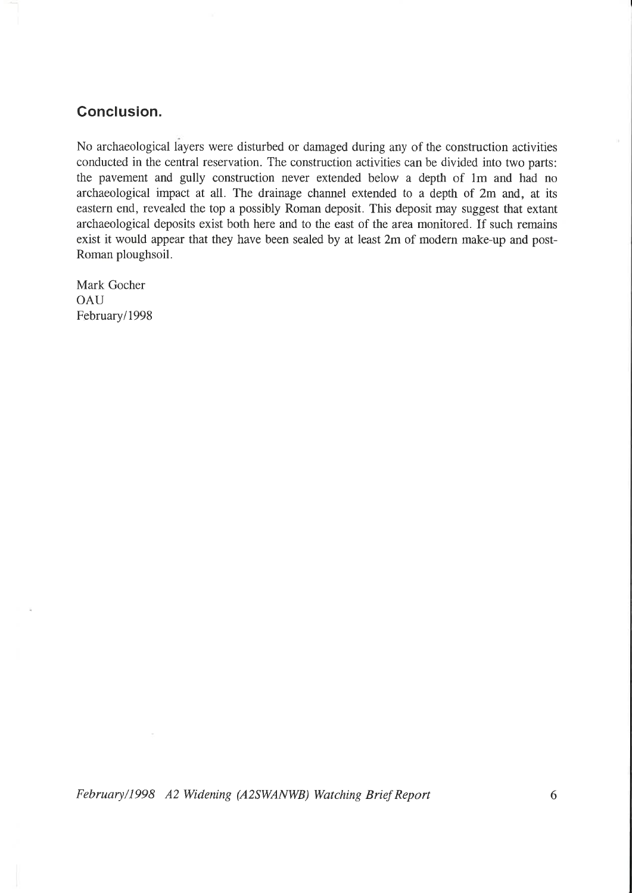## Conclusion.

No archaeological layers were disturbed or damaged during any of the construction activities conducted in the central reservation. The construction activities can be divided into two parts: the pavement and gully construction never extended below a depth of 1m and had no archaeological impact at all. The drainage channel extended to a depth of 2m and, at its eastern end, revealed the top a possibly Roman deposit. This deposit may suggest that extant archaeological deposits exist both here and to the east of the area monitored. If such remains exist it would appear that they have been sealed by at least 2m of modern make-up and post-Roman ploughsoil.

Mark Gocher
OAU
February/1998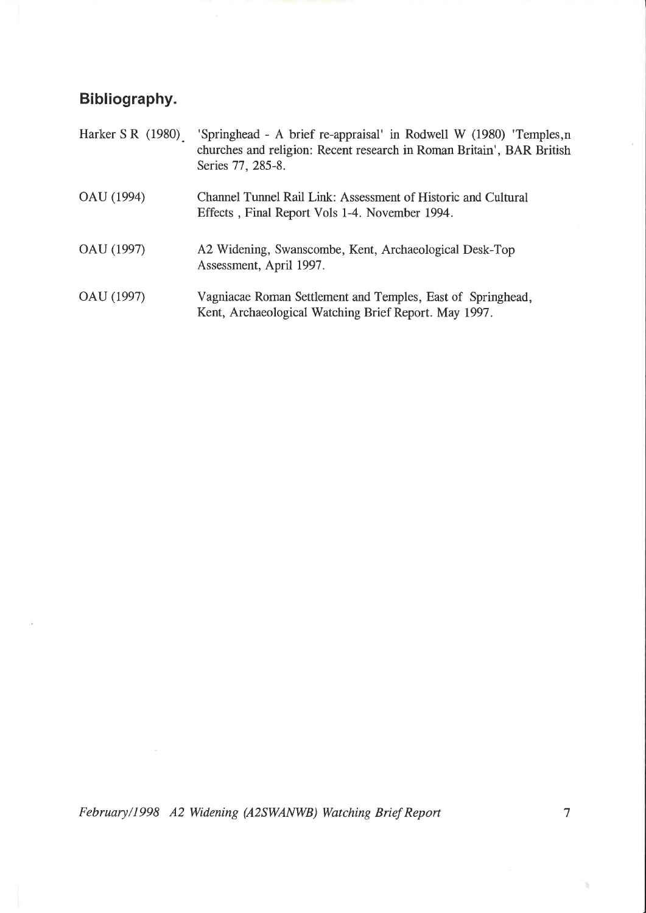## Bibliography.

Harker S R (1980). 'Springhead - A brief re-appraisal' in Rodwell W (1980) 'Temples,n churches and religion: Recent research in Roman Britain', BAR British Series 77, 285-8.

OAU (1994) Channel Tunnel Rail Link: Assessment of Historic and Cultural Effects , Final Report Vols 1-4. November 1994.

OAU (1997) A2 Widening, Swanscombe, Kent, Archaeological Desk-Top Assessment, April 1997.

OAU (1997) Vagniacae Roman Settlement and Temples, East of Springhead, Kent, Archaeological Watching Brief Report. May 1997.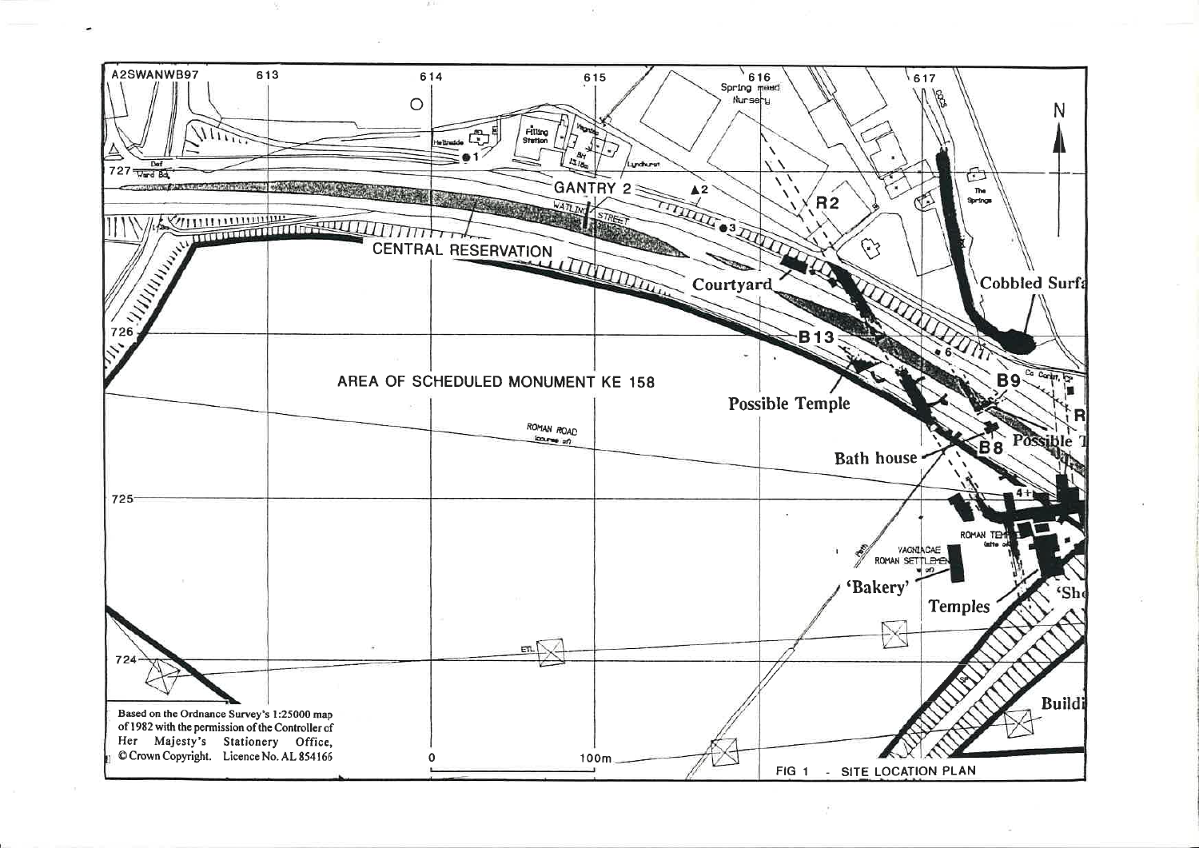A2SWANWB97

613 614 615 616 617

727

726

725

724

N

Spring mead Nursery

Filling Station

Lyndhurst

The Springs

GANTRY 2

WATLING STREET

CENTRAL RESERVATION

R2

Courtyard

Cobbled Surfa

B13

B9

Possible Temple

Bath house

B8

Possible T

AREA OF SCHEDULED MONUMENT KE 158

ROMAN ROAD (course of)

ROMAN TEMPLE (site of)

VAGNIACAE ROMAN SETTLEMENT (site of)

'Bakery'

Temples

'Sh

Buildi

Based on the Ordnance Survey's 1:25000 map of 1982 with the permission of the Controller of Her Majesty's Stationery Office, © Crown Copyright. Licence No. AL 854166

0 100m

FIG 1 - SITE LOCATION PLAN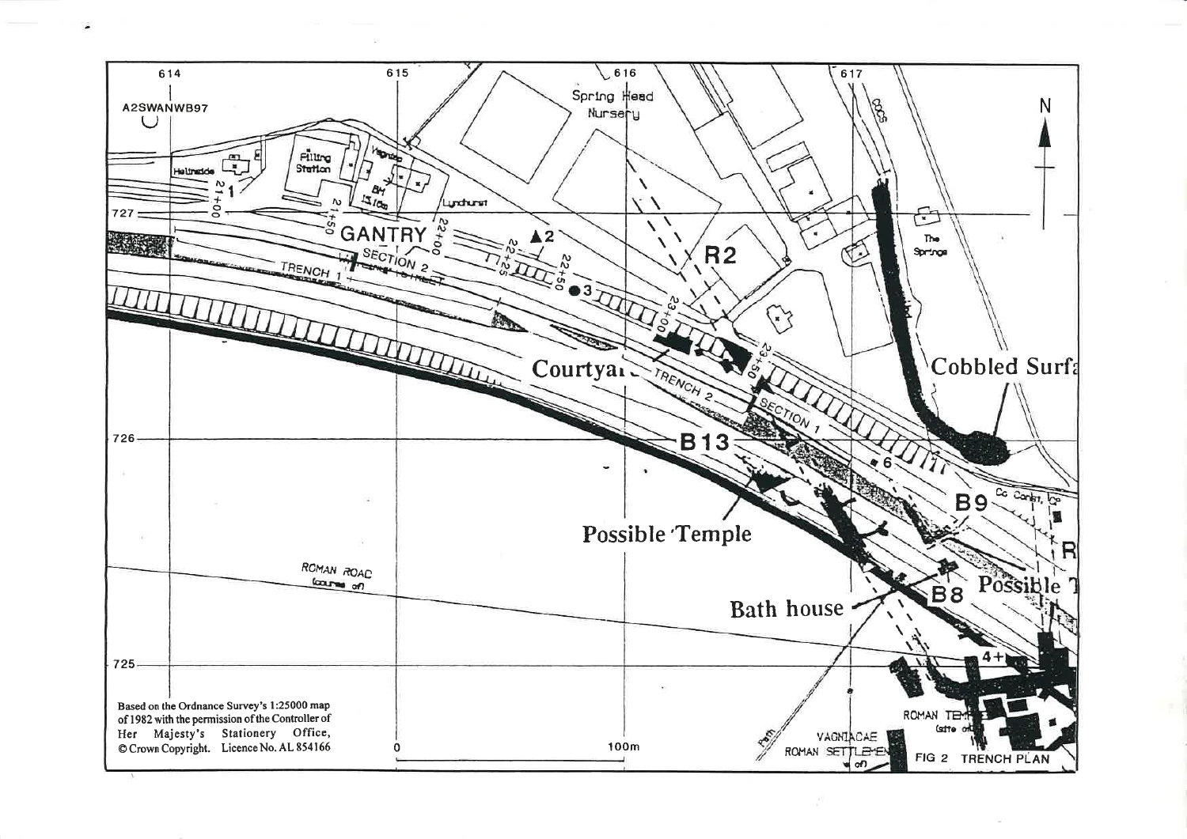Based on the Ordnance Survey's 1:25000 map of 1982 with the permission of the Controller of Her Majesty's Stationery Office, © Crown Copyright. Licence No. AL 854166

FIG 2 TRENCH PLAN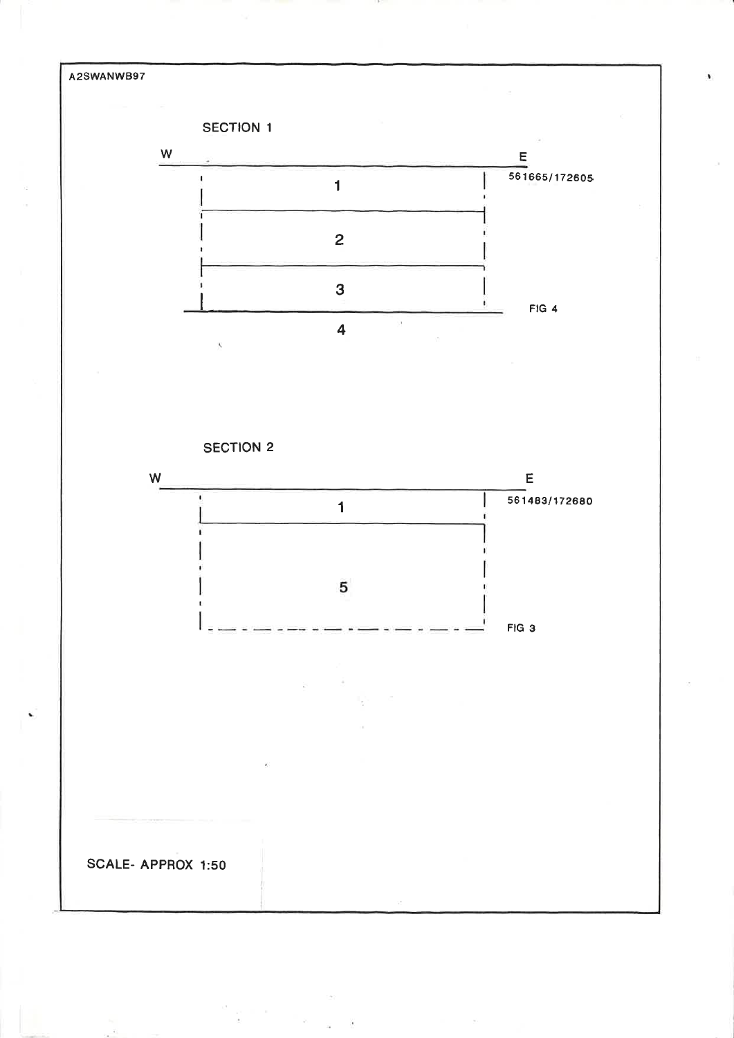A2SWANWB97

SECTION 1

W E

561665/172605

1

2

3

4

FIG 4

SECTION 2

W E

561483/172680

1

5

FIG 3

SCALE- APPROX 1:50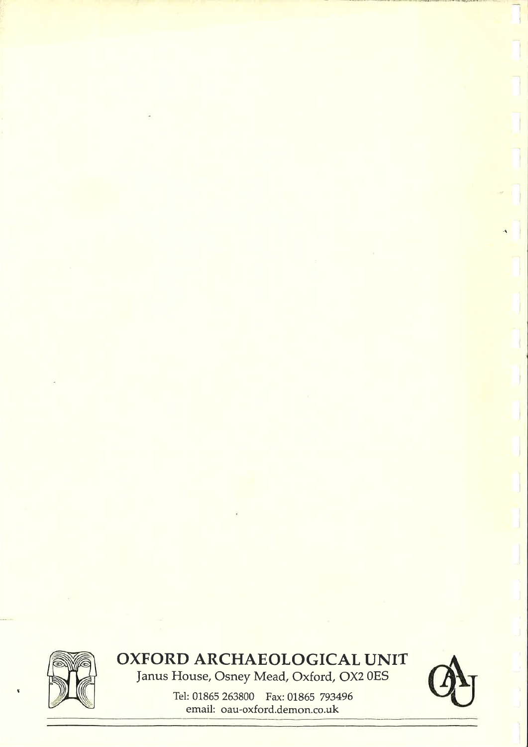**OXFORD ARCHAEOLOGICAL UNIT**

Janus House, Osney Mead, Oxford, OX2 0ES

Tel: 01865 263800 Fax: 01865 793496

email: oau-oxford.demon.co.uk